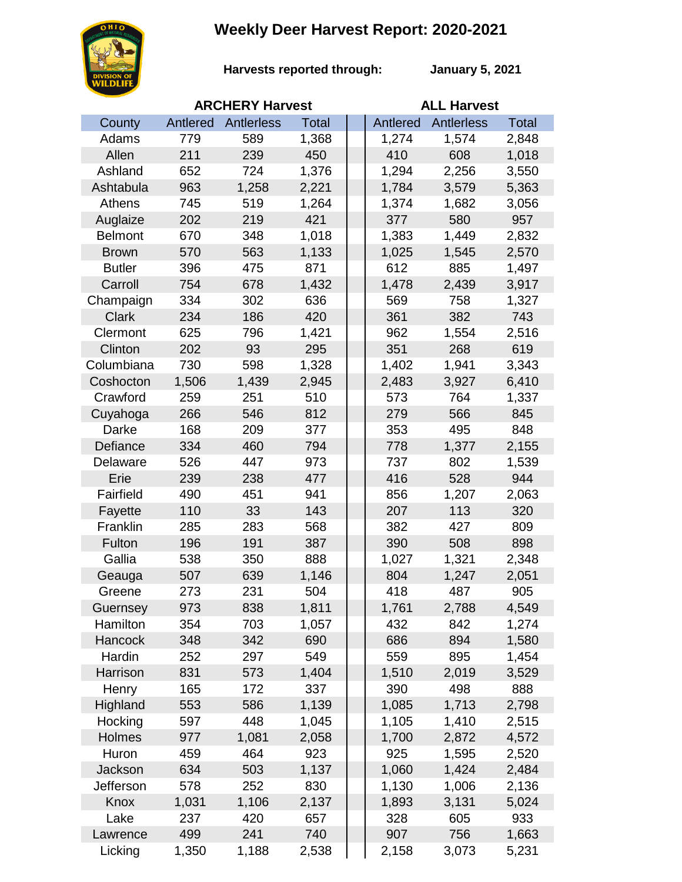# Weekly Deer Harvest Report: 2020-2021

**Harvests reported through:** **January 5, 2021**

| County | ARCHERY Harvest Antlered | ARCHERY Harvest Antlerless | ARCHERY Harvest Total | ALL Harvest Antlered | ALL Harvest Antlerless | ALL Harvest Total |
|---|---|---|---|---|---|---|
| Adams | 779 | 589 | 1,368 | 1,274 | 1,574 | 2,848 |
| Allen | 211 | 239 | 450 | 410 | 608 | 1,018 |
| Ashland | 652 | 724 | 1,376 | 1,294 | 2,256 | 3,550 |
| Ashtabula | 963 | 1,258 | 2,221 | 1,784 | 3,579 | 5,363 |
| Athens | 745 | 519 | 1,264 | 1,374 | 1,682 | 3,056 |
| Auglaize | 202 | 219 | 421 | 377 | 580 | 957 |
| Belmont | 670 | 348 | 1,018 | 1,383 | 1,449 | 2,832 |
| Brown | 570 | 563 | 1,133 | 1,025 | 1,545 | 2,570 |
| Butler | 396 | 475 | 871 | 612 | 885 | 1,497 |
| Carroll | 754 | 678 | 1,432 | 1,478 | 2,439 | 3,917 |
| Champaign | 334 | 302 | 636 | 569 | 758 | 1,327 |
| Clark | 234 | 186 | 420 | 361 | 382 | 743 |
| Clermont | 625 | 796 | 1,421 | 962 | 1,554 | 2,516 |
| Clinton | 202 | 93 | 295 | 351 | 268 | 619 |
| Columbiana | 730 | 598 | 1,328 | 1,402 | 1,941 | 3,343 |
| Coshocton | 1,506 | 1,439 | 2,945 | 2,483 | 3,927 | 6,410 |
| Crawford | 259 | 251 | 510 | 573 | 764 | 1,337 |
| Cuyahoga | 266 | 546 | 812 | 279 | 566 | 845 |
| Darke | 168 | 209 | 377 | 353 | 495 | 848 |
| Defiance | 334 | 460 | 794 | 778 | 1,377 | 2,155 |
| Delaware | 526 | 447 | 973 | 737 | 802 | 1,539 |
| Erie | 239 | 238 | 477 | 416 | 528 | 944 |
| Fairfield | 490 | 451 | 941 | 856 | 1,207 | 2,063 |
| Fayette | 110 | 33 | 143 | 207 | 113 | 320 |
| Franklin | 285 | 283 | 568 | 382 | 427 | 809 |
| Fulton | 196 | 191 | 387 | 390 | 508 | 898 |
| Gallia | 538 | 350 | 888 | 1,027 | 1,321 | 2,348 |
| Geauga | 507 | 639 | 1,146 | 804 | 1,247 | 2,051 |
| Greene | 273 | 231 | 504 | 418 | 487 | 905 |
| Guernsey | 973 | 838 | 1,811 | 1,761 | 2,788 | 4,549 |
| Hamilton | 354 | 703 | 1,057 | 432 | 842 | 1,274 |
| Hancock | 348 | 342 | 690 | 686 | 894 | 1,580 |
| Hardin | 252 | 297 | 549 | 559 | 895 | 1,454 |
| Harrison | 831 | 573 | 1,404 | 1,510 | 2,019 | 3,529 |
| Henry | 165 | 172 | 337 | 390 | 498 | 888 |
| Highland | 553 | 586 | 1,139 | 1,085 | 1,713 | 2,798 |
| Hocking | 597 | 448 | 1,045 | 1,105 | 1,410 | 2,515 |
| Holmes | 977 | 1,081 | 2,058 | 1,700 | 2,872 | 4,572 |
| Huron | 459 | 464 | 923 | 925 | 1,595 | 2,520 |
| Jackson | 634 | 503 | 1,137 | 1,060 | 1,424 | 2,484 |
| Jefferson | 578 | 252 | 830 | 1,130 | 1,006 | 2,136 |
| Knox | 1,031 | 1,106 | 2,137 | 1,893 | 3,131 | 5,024 |
| Lake | 237 | 420 | 657 | 328 | 605 | 933 |
| Lawrence | 499 | 241 | 740 | 907 | 756 | 1,663 |
| Licking | 1,350 | 1,188 | 2,538 | 2,158 | 3,073 | 5,231 |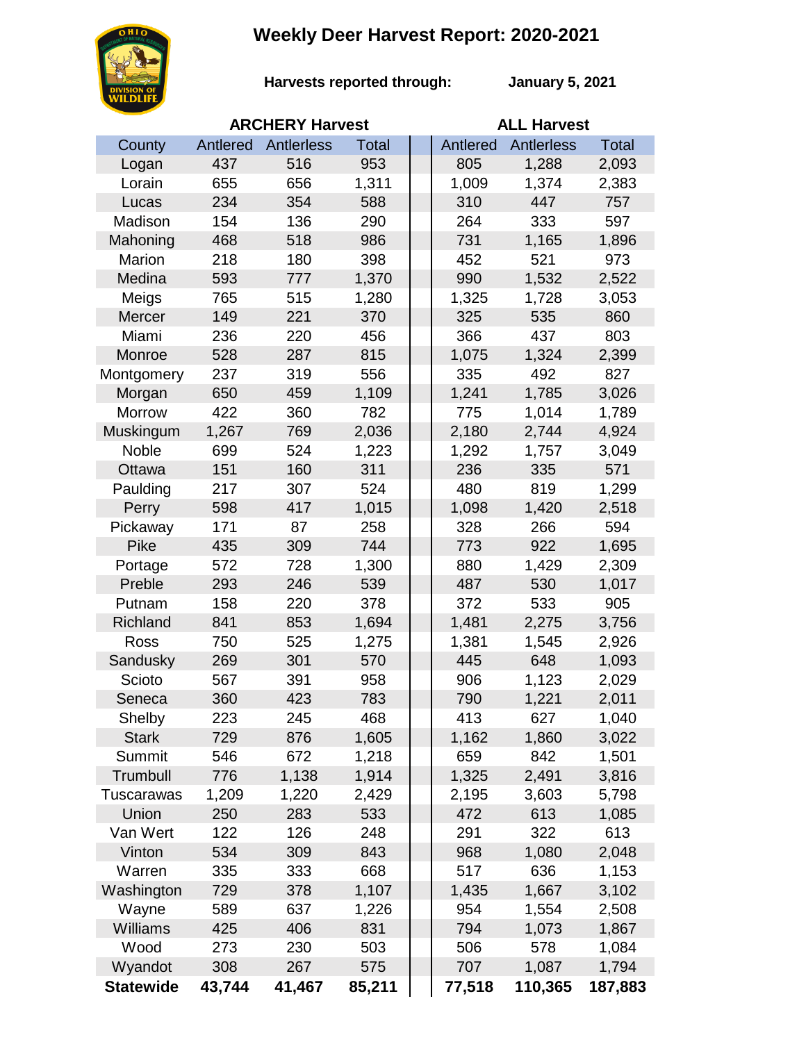# Weekly Deer Harvest Report: 2020-2021

**Harvests reported through:** **January 5, 2021**

| | ARCHERY Harvest | | | ALL Harvest | | |
|---|---|---|---|---|---|---|
| County | Antlered | Antlerless | Total | Antlered | Antlerless | Total |
| Logan | 437 | 516 | 953 | 805 | 1,288 | 2,093 |
| Lorain | 655 | 656 | 1,311 | 1,009 | 1,374 | 2,383 |
| Lucas | 234 | 354 | 588 | 310 | 447 | 757 |
| Madison | 154 | 136 | 290 | 264 | 333 | 597 |
| Mahoning | 468 | 518 | 986 | 731 | 1,165 | 1,896 |
| Marion | 218 | 180 | 398 | 452 | 521 | 973 |
| Medina | 593 | 777 | 1,370 | 990 | 1,532 | 2,522 |
| Meigs | 765 | 515 | 1,280 | 1,325 | 1,728 | 3,053 |
| Mercer | 149 | 221 | 370 | 325 | 535 | 860 |
| Miami | 236 | 220 | 456 | 366 | 437 | 803 |
| Monroe | 528 | 287 | 815 | 1,075 | 1,324 | 2,399 |
| Montgomery | 237 | 319 | 556 | 335 | 492 | 827 |
| Morgan | 650 | 459 | 1,109 | 1,241 | 1,785 | 3,026 |
| Morrow | 422 | 360 | 782 | 775 | 1,014 | 1,789 |
| Muskingum | 1,267 | 769 | 2,036 | 2,180 | 2,744 | 4,924 |
| Noble | 699 | 524 | 1,223 | 1,292 | 1,757 | 3,049 |
| Ottawa | 151 | 160 | 311 | 236 | 335 | 571 |
| Paulding | 217 | 307 | 524 | 480 | 819 | 1,299 |
| Perry | 598 | 417 | 1,015 | 1,098 | 1,420 | 2,518 |
| Pickaway | 171 | 87 | 258 | 328 | 266 | 594 |
| Pike | 435 | 309 | 744 | 773 | 922 | 1,695 |
| Portage | 572 | 728 | 1,300 | 880 | 1,429 | 2,309 |
| Preble | 293 | 246 | 539 | 487 | 530 | 1,017 |
| Putnam | 158 | 220 | 378 | 372 | 533 | 905 |
| Richland | 841 | 853 | 1,694 | 1,481 | 2,275 | 3,756 |
| Ross | 750 | 525 | 1,275 | 1,381 | 1,545 | 2,926 |
| Sandusky | 269 | 301 | 570 | 445 | 648 | 1,093 |
| Scioto | 567 | 391 | 958 | 906 | 1,123 | 2,029 |
| Seneca | 360 | 423 | 783 | 790 | 1,221 | 2,011 |
| Shelby | 223 | 245 | 468 | 413 | 627 | 1,040 |
| Stark | 729 | 876 | 1,605 | 1,162 | 1,860 | 3,022 |
| Summit | 546 | 672 | 1,218 | 659 | 842 | 1,501 |
| Trumbull | 776 | 1,138 | 1,914 | 1,325 | 2,491 | 3,816 |
| Tuscarawas | 1,209 | 1,220 | 2,429 | 2,195 | 3,603 | 5,798 |
| Union | 250 | 283 | 533 | 472 | 613 | 1,085 |
| Van Wert | 122 | 126 | 248 | 291 | 322 | 613 |
| Vinton | 534 | 309 | 843 | 968 | 1,080 | 2,048 |
| Warren | 335 | 333 | 668 | 517 | 636 | 1,153 |
| Washington | 729 | 378 | 1,107 | 1,435 | 1,667 | 3,102 |
| Wayne | 589 | 637 | 1,226 | 954 | 1,554 | 2,508 |
| Williams | 425 | 406 | 831 | 794 | 1,073 | 1,867 |
| Wood | 273 | 230 | 503 | 506 | 578 | 1,084 |
| Wyandot | 308 | 267 | 575 | 707 | 1,087 | 1,794 |
| **Statewide** | **43,744** | **41,467** | **85,211** | **77,518** | **110,365** | **187,883** |